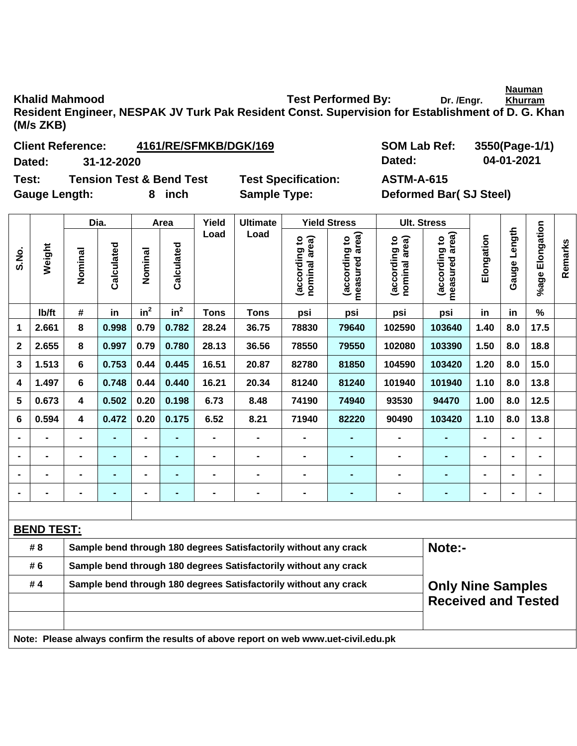**Khalid Mahmood** **Test Performed By:** Dr. /Engr. <u>Nauman Khurram</u>

**Resident Engineer, NESPAK JV Turk Pak Resident Const. Supervision for Establishment of D. G. Khan (M/s ZKB)**

**Client Reference:** <u>4161/RE/SFMKB/DGK/169</u> **SOM Lab Ref:** 3550(Page-1/1)

**Dated:** 31-12-2020 **Dated:** 04-01-2021

**Test:** Tension Test & Bend Test **Test Specification:** ASTM-A-615

**Gauge Length:** 8 inch **Sample Type:** Deformed Bar( SJ Steel)

| S.No. | Weight | Dia. | | Area | | Yield Load | Ultimate Load | Yield Stress | | Ult. Stress | | Elongation | Gauge Length | %age Elongation | Remarks |
|---|---|---|---|---|---|---|---|---|---|---|---|---|---|---|---|
| | | Nominal | Calculated | Nominal | Calculated | | | (according to nominal area) | (according to measured area) | (according to nominal area) | (according to measured area) | | | | |
| | lb/ft | # | in | in² | in² | Tons | Tons | psi | psi | psi | psi | in | in | % | |
| 1 | 2.661 | 8 | 0.998 | 0.79 | 0.782 | 28.24 | 36.75 | 78830 | 79640 | 102590 | 103640 | 1.40 | 8.0 | 17.5 | |
| 2 | 2.655 | 8 | 0.997 | 0.79 | 0.780 | 28.13 | 36.56 | 78550 | 79550 | 102080 | 103390 | 1.50 | 8.0 | 18.8 | |
| 3 | 1.513 | 6 | 0.753 | 0.44 | 0.445 | 16.51 | 20.87 | 82780 | 81850 | 104590 | 103420 | 1.20 | 8.0 | 15.0 | |
| 4 | 1.497 | 6 | 0.748 | 0.44 | 0.440 | 16.21 | 20.34 | 81240 | 81240 | 101940 | 101940 | 1.10 | 8.0 | 13.8 | |
| 5 | 0.673 | 4 | 0.502 | 0.20 | 0.198 | 6.73 | 8.48 | 74190 | 74940 | 93530 | 94470 | 1.00 | 8.0 | 12.5 | |
| 6 | 0.594 | 4 | 0.472 | 0.20 | 0.175 | 6.52 | 8.21 | 71940 | 82220 | 90490 | 103420 | 1.10 | 8.0 | 13.8 | |
| - | - | - | - | - | - | - | - | - | - | - | - | - | - | - | |
| - | - | - | - | - | - | - | - | - | - | - | - | - | - | - | |
| - | - | - | - | - | - | - | - | - | - | - | - | - | - | - | |
| - | - | - | - | - | - | - | - | - | - | - | - | - | - | - | |

**BEND TEST:**

| | | |
|---|---|---|
| # 8 | Sample bend through 180 degrees Satisfactorily without any crack | **Note:-** |
| # 6 | Sample bend through 180 degrees Satisfactorily without any crack | |
| # 4 | Sample bend through 180 degrees Satisfactorily without any crack | **Only Nine Samples Received and Tested** |

**Note: Please always confirm the results of above report on web www.uet-civil.edu.pk**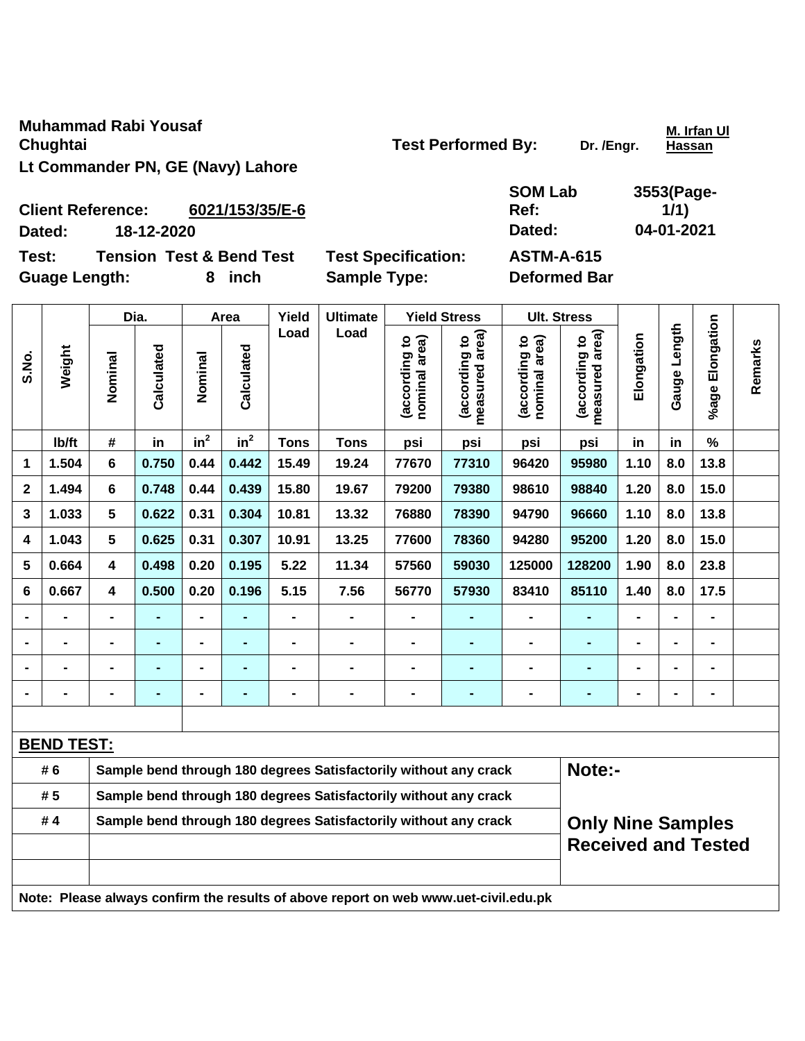Muhammad Rabi Yousaf Chughtai
Lt Commander PN, GE (Navy) Lahore

Test Performed By: Dr. /Engr. M. Irfan Ul Hassan

Client Reference: 6021/153/35/E-6
Dated: 18-12-2020

SOM Lab Ref: 3553(Page-1/1)
Dated: 04-01-2021

Test: Tension Test & Bend Test
Test Specification: ASTM-A-615
Guage Length: 8 inch
Sample Type: Deformed Bar

| S.No. | Weight | Dia. | | Area | | Yield Load | Ultimate Load | Yield Stress | | Ult. Stress | | Elongation | Gauge Length | %age Elongation | Remarks |
|---|---|---|---|---|---|---|---|---|---|---|---|---|---|---|---|
| | | Nominal | Calculated | Nominal | Calculated | | | (according to nominal area) | (according to measured area) | (according to nominal area) | (according to measured area) | | | | |
| | lb/ft | # | in | $in^2$ | $in^2$ | Tons | Tons | psi | psi | psi | psi | in | in | % | |
| 1 | 1.504 | 6 | 0.750 | 0.44 | 0.442 | 15.49 | 19.24 | 77670 | 77310 | 96420 | 95980 | 1.10 | 8.0 | 13.8 | |
| 2 | 1.494 | 6 | 0.748 | 0.44 | 0.439 | 15.80 | 19.67 | 79200 | 79380 | 98610 | 98840 | 1.20 | 8.0 | 15.0 | |
| 3 | 1.033 | 5 | 0.622 | 0.31 | 0.304 | 10.81 | 13.32 | 76880 | 78390 | 94790 | 96660 | 1.10 | 8.0 | 13.8 | |
| 4 | 1.043 | 5 | 0.625 | 0.31 | 0.307 | 10.91 | 13.25 | 77600 | 78360 | 94280 | 95200 | 1.20 | 8.0 | 15.0 | |
| 5 | 0.664 | 4 | 0.498 | 0.20 | 0.195 | 5.22 | 11.34 | 57560 | 59030 | 125000 | 128200 | 1.90 | 8.0 | 23.8 | |
| 6 | 0.667 | 4 | 0.500 | 0.20 | 0.196 | 5.15 | 7.56 | 56770 | 57930 | 83410 | 85110 | 1.40 | 8.0 | 17.5 | |
| - | - | - | - | - | - | - | - | - | - | - | - | - | - | - | |
| - | - | - | - | - | - | - | - | - | - | - | - | - | - | - | |
| - | - | - | - | - | - | - | - | - | - | - | - | - | - | - | |
| - | - | - | - | - | - | - | - | - | - | - | - | - | - | - | |

**BEND TEST:**

| | | |
|---|---|---|
| # 6 | Sample bend through 180 degrees Satisfactorily without any crack | Note:- |
| # 5 | Sample bend through 180 degrees Satisfactorily without any crack | |
| # 4 | Sample bend through 180 degrees Satisfactorily without any crack | **Only Nine Samples Received and Tested** |

Note: Please always confirm the results of above report on web www.uet-civil.edu.pk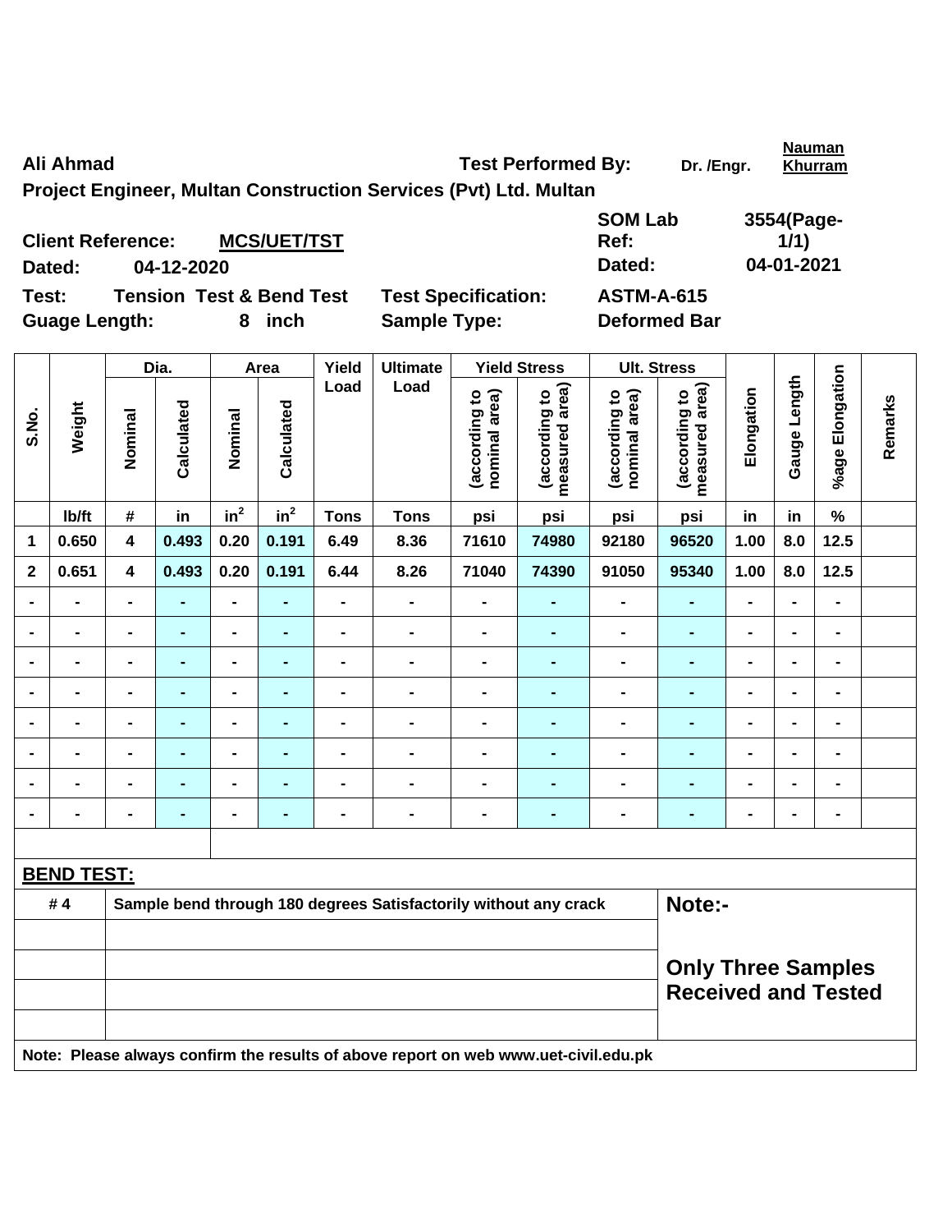**Ali Ahmad** **Test Performed By:** Dr. /Engr. **Nauman Khurram**

**Project Engineer, Multan Construction Services (Pvt) Ltd. Multan**

| | | | |
|---|---|---|---|
| **Client Reference:** | **MCS/UET/TST** | **SOM Lab Ref:** | **3554(Page-1/1)** |
| **Dated:** | **04-12-2020** | **Dated:** | **04-01-2021** |
| **Test:** | **Tension Test & Bend Test** | **Test Specification:** | **ASTM-A-615** |
| **Guage Length:** | **8 inch** | **Sample Type:** | **Deformed Bar** |

| S.No. | Weight | Dia. | | Area | | Yield Load | Ultimate Load | Yield Stress | | Ult. Stress | | Elongation | Gauge Length | %age Elongation | Remarks |
|---|---|---|---|---|---|---|---|---|---|---|---|---|---|---|---|
| | | Nominal | Calculated | Nominal | Calculated | | | (according to nominal area) | (according to measured area) | (according to nominal area) | (according to measured area) | | | | |
| | lb/ft | # | in | $in^2$ | $in^2$ | Tons | Tons | psi | psi | psi | psi | in | in | % | |
| 1 | 0.650 | 4 | 0.493 | 0.20 | 0.191 | 6.49 | 8.36 | 71610 | 74980 | 92180 | 96520 | 1.00 | 8.0 | 12.5 | |
| 2 | 0.651 | 4 | 0.493 | 0.20 | 0.191 | 6.44 | 8.26 | 71040 | 74390 | 91050 | 95340 | 1.00 | 8.0 | 12.5 | |
| - | - | - | - | - | - | - | - | - | - | - | - | - | - | - | |
| - | - | - | - | - | - | - | - | - | - | - | - | - | - | - | |
| - | - | - | - | - | - | - | - | - | - | - | - | - | - | - | |
| - | - | - | - | - | - | - | - | - | - | - | - | - | - | - | |
| - | - | - | - | - | - | - | - | - | - | - | - | - | - | - | |
| - | - | - | - | - | - | - | - | - | - | - | - | - | - | - | |
| - | - | - | - | - | - | - | - | - | - | - | - | - | - | - | |
| - | - | - | - | - | - | - | - | - | - | - | - | - | - | - | |

**BEND TEST:**

| | | |
|---|---|---|
| **# 4** | **Sample bend through 180 degrees Satisfactorily without any crack** | **Note:-** |
| | | |
| | | **Only Three Samples Received and Tested** |
| | | |
| | | |

**Note: Please always confirm the results of above report on web www.uet-civil.edu.pk**